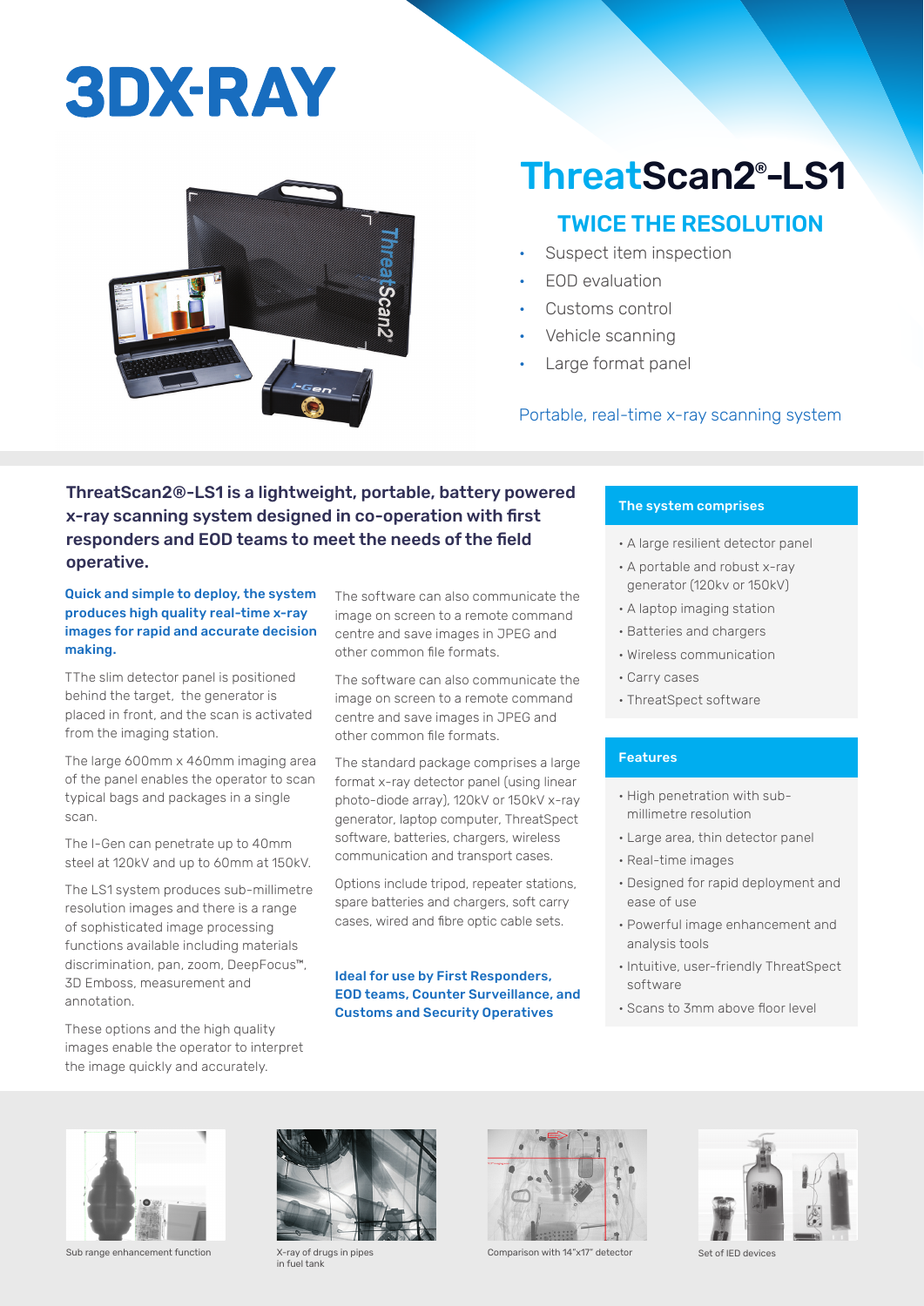# 3DX-RAY

## ThreatScan2®-LS1

### TWICE THE RESOLUTION

- Suspect item inspection
- EOD evaluation
- Customs control
- Vehicle scanning
- Large format panel

Portable, real-time x-ray scanning system

**ThreatScan2®-LS1 is a lightweight, portable, battery powered x-ray scanning system designed in co-operation with first responders and EOD teams to meet the needs of the field operative.**

**Quick and simple to deploy, the system produces high quality real-time x-ray images for rapid and accurate decision making.**

TThe slim detector panel is positioned behind the target, the generator is placed in front, and the scan is activated from the imaging station.

The large 600mm x 460mm imaging area of the panel enables the operator to scan typical bags and packages in a single scan.

The I-Gen can penetrate up to 40mm steel at 120kV and up to 60mm at 150kV.

The LS1 system produces sub-millimetre resolution images and there is a range of sophisticated image processing functions available including materials discrimination, pan, zoom, DeepFocus™, 3D Emboss, measurement and annotation.

These options and the high quality images enable the operator to interpret the image quickly and accurately.

The software can also communicate the image on screen to a remote command centre and save images in JPEG and other common file formats.

The software can also communicate the image on screen to a remote command centre and save images in JPEG and other common file formats.

The standard package comprises a large format x-ray detector panel (using linear photo-diode array), 120kV or 150kV x-ray generator, laptop computer, ThreatSpect software, batteries, chargers, wireless communication and transport cases.

Options include tripod, repeater stations, spare batteries and chargers, soft carry cases, wired and fibre optic cable sets.

**Ideal for use by First Responders, EOD teams, Counter Surveillance, and Customs and Security Operatives**

### The system comprises

- A large resilient detector panel
- A portable and robust x-ray generator (120kv or 150kV)
- A laptop imaging station
- Batteries and chargers
- Wireless communication
- Carry cases
- ThreatSpect software

### Features

- High penetration with sub-millimetre resolution
- Large area, thin detector panel
- Real-time images
- Designed for rapid deployment and ease of use
- Powerful image enhancement and analysis tools
- Intuitive, user-friendly ThreatSpect software
- Scans to 3mm above floor level

Sub range enhancement function

X-ray of drugs in pipes in fuel tank

Comparison with 14"x17" detector

Set of IED devices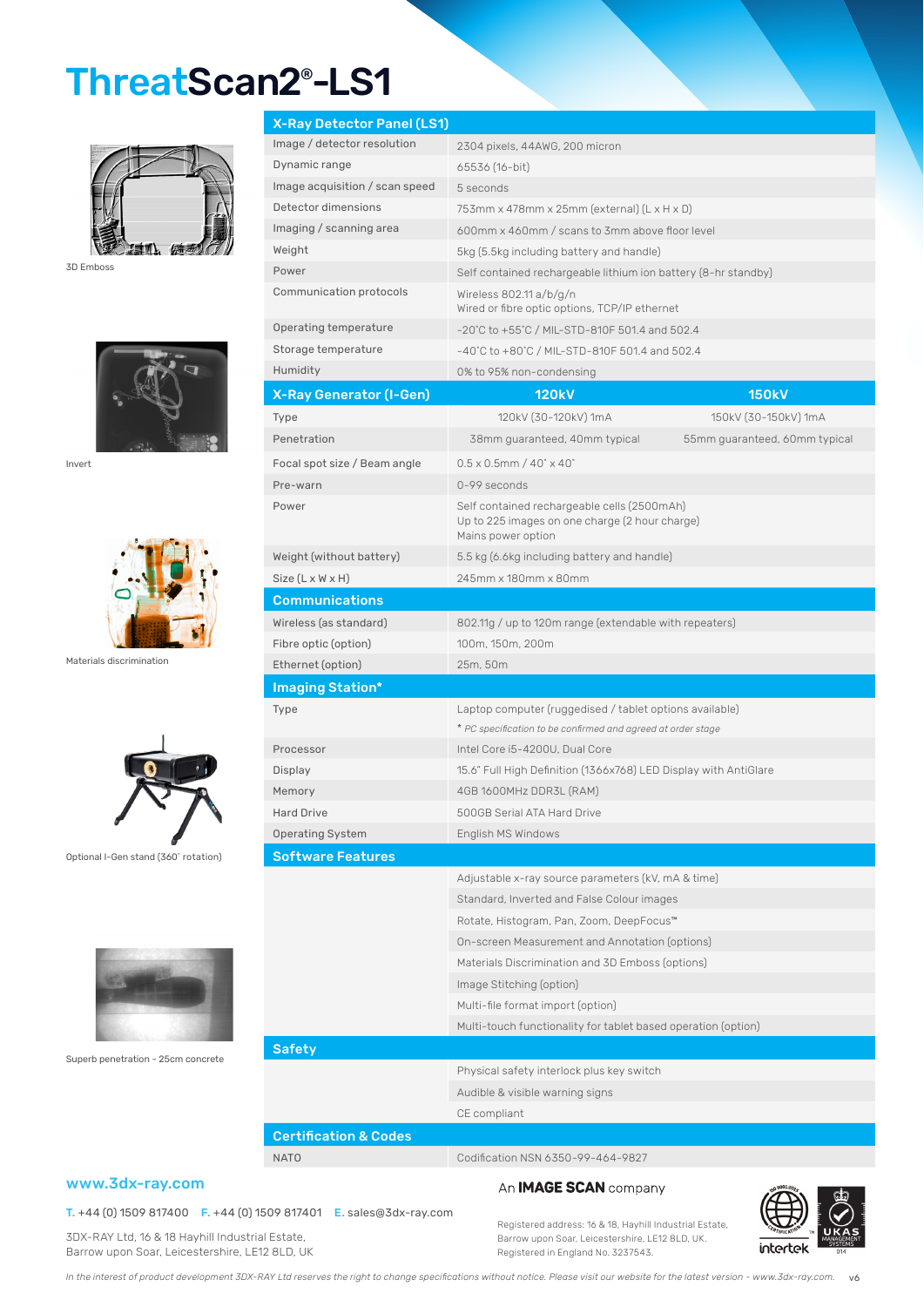# ThreatScan2®-LS1

3D Emboss

Invert

Materials discrimination

Optional I-Gen stand (360° rotation)

Superb penetration - 25cm concrete

| X-Ray Detector Panel (LS1) | | |
|---|---|---|
| Image / detector resolution | 2304 pixels, 44AWG, 200 micron | |
| Dynamic range | 65536 (16-bit) | |
| Image acquisition / scan speed | 5 seconds | |
| Detector dimensions | 753mm x 478mm x 25mm (external) (L x H x D) | |
| Imaging / scanning area | 600mm x 460mm / scans to 3mm above floor level | |
| Weight | 5kg (5.5kg including battery and handle) | |
| Power | Self contained rechargeable lithium ion battery (8-hr standby) | |
| Communication protocols | Wireless 802.11 a/b/g/n<br>Wired or fibre optic options, TCP/IP ethernet | |
| Operating temperature | -20°C to +55°C / MIL-STD-810F 501.4 and 502.4 | |
| Storage temperature | -40°C to +80°C / MIL-STD-810F 501.4 and 502.4 | |
| Humidity | 0% to 95% non-condensing | |
| **X-Ray Generator (I-Gen)** | **120kV** | **150kV** |
| Type | 120kV (30-120kV) 1mA | 150kV (30-150kV) 1mA |
| Penetration | 38mm guaranteed, 40mm typical | 55mm guaranteed, 60mm typical |
| Focal spot size / Beam angle | 0.5 x 0.5mm / 40° x 40° | |
| Pre-warn | 0-99 seconds | |
| Power | Self contained rechargeable cells (2500mAh)<br>Up to 225 images on one charge (2 hour charge)<br>Mains power option | |
| Weight (without battery) | 5.5 kg (6.6kg including battery and handle) | |
| Size (L x W x H) | 245mm x 180mm x 80mm | |
| **Communications** | | |
| Wireless (as standard) | 802.11g / up to 120m range (extendable with repeaters) | |
| Fibre optic (option) | 100m, 150m, 200m | |
| Ethernet (option) | 25m, 50m | |
| **Imaging Station*** | | |
| Type | Laptop computer (ruggedised / tablet options available)<br>* *PC specification to be confirmed and agreed at order stage* | |
| Processor | Intel Core i5-4200U, Dual Core | |
| Display | 15.6" Full High Definition (1366x768) LED Display with AntiGlare | |
| Memory | 4GB 1600MHz DDR3L (RAM) | |
| Hard Drive | 500GB Serial ATA Hard Drive | |
| Operating System | English MS Windows | |
| **Software Features** | | |
| | Adjustable x-ray source parameters (kV, mA & time) | |
| | Standard, Inverted and False Colour images | |
| | Rotate, Histogram, Pan, Zoom, DeepFocus™ | |
| | On-screen Measurement and Annotation (options) | |
| | Materials Discrimination and 3D Emboss (options) | |
| | Image Stitching (option) | |
| | Multi-file format import (option) | |
| | Multi-touch functionality for tablet based operation (option) | |
| **Safety** | | |
| | Physical safety interlock plus key switch | |
| | Audible & visible warning signs | |
| | CE compliant | |
| **Certification & Codes** | | |
| NATO | Codification NSN 6350-99-464-9827 | |

**www.3dx-ray.com**

T. +44 (0) 1509 817400  F. +44 (0) 1509 817401  E. sales@3dx-ray.com

3DX-RAY Ltd, 16 & 18 Hayhill Industrial Estate,
Barrow upon Soar, Leicestershire, LE12 8LD, UK

An **IMAGE SCAN** company

Registered address: 16 & 18, Hayhill Industrial Estate,
Barrow upon Soar, Leicestershire, LE12 8LD, UK.
Registered in England No. 3237543.

*In the interest of product development 3DX-RAY Ltd reserves the right to change specifications without notice. Please visit our website for the latest version - www.3dx-ray.com.* v6